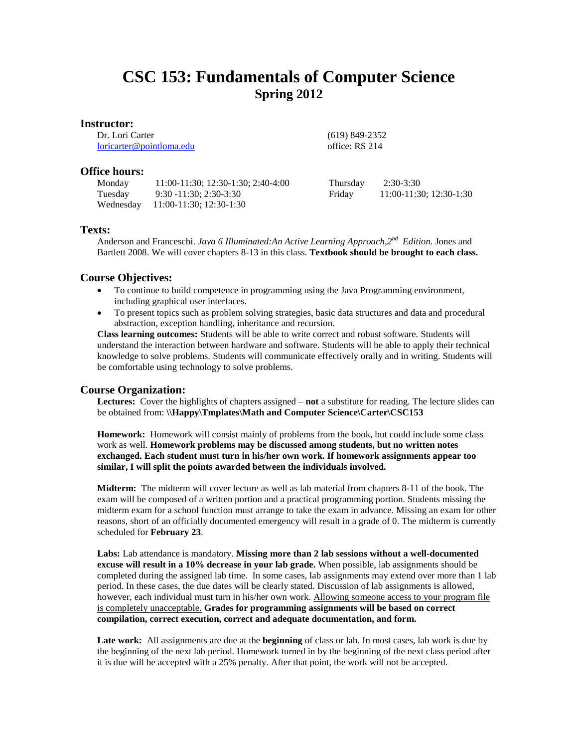# CSC 153: Fundamentals of Computer Science
## Spring 2012

### Instructor:

Dr. Lori Carter
loricarter@pointloma.edu

(619) 849-2352
office: RS 214

### Office hours:

| | | | |
|---|---|---|---|
| Monday | 11:00-11:30; 12:30-1:30; 2:40-4:00 | Thursday | 2:30-3:30 |
| Tuesday | 9:30 -11:30; 2:30-3:30 | Friday | 11:00-11:30; 12:30-1:30 |
| Wednesday | 11:00-11:30; 12:30-1:30 | | |

### Texts:

Anderson and Franceschi. *Java 6 Illuminated:An Active Learning Approach,2nd Edition.* Jones and Bartlett 2008. We will cover chapters 8-13 in this class. **Textbook should be brought to each class.**

### Course Objectives:

- To continue to build competence in programming using the Java Programming environment, including graphical user interfaces.
- To present topics such as problem solving strategies, basic data structures and data and procedural abstraction, exception handling, inheritance and recursion.

**Class learning outcomes:** Students will be able to write correct and robust software. Students will understand the interaction between hardware and software. Students will be able to apply their technical knowledge to solve problems. Students will communicate effectively orally and in writing. Students will be comfortable using technology to solve problems.

### Course Organization:

**Lectures:** Cover the highlights of chapters assigned – **not** a substitute for reading. The lecture slides can be obtained from: **\\Happy\Tmplates\Math and Computer Science\Carter\CSC153**

**Homework:** Homework will consist mainly of problems from the book, but could include some class work as well. **Homework problems may be discussed among students, but no written notes exchanged. Each student must turn in his/her own work. If homework assignments appear too similar, I will split the points awarded between the individuals involved.**

**Midterm:** The midterm will cover lecture as well as lab material from chapters 8-11 of the book. The exam will be composed of a written portion and a practical programming portion. Students missing the midterm exam for a school function must arrange to take the exam in advance. Missing an exam for other reasons, short of an officially documented emergency will result in a grade of 0. The midterm is currently scheduled for **February 23**.

**Labs:** Lab attendance is mandatory. **Missing more than 2 lab sessions without a well-documented excuse will result in a 10% decrease in your lab grade.** When possible, lab assignments should be completed during the assigned lab time. In some cases, lab assignments may extend over more than 1 lab period. In these cases, the due dates will be clearly stated. Discussion of lab assignments is allowed, however, each individual must turn in his/her own work. <u>Allowing someone access to your program file is completely unacceptable.</u> **Grades for programming assignments will be based on correct compilation, correct execution, correct and adequate documentation, and form.**

**Late work:** All assignments are due at the **beginning** of class or lab. In most cases, lab work is due by the beginning of the next lab period. Homework turned in by the beginning of the next class period after it is due will be accepted with a 25% penalty. After that point, the work will not be accepted.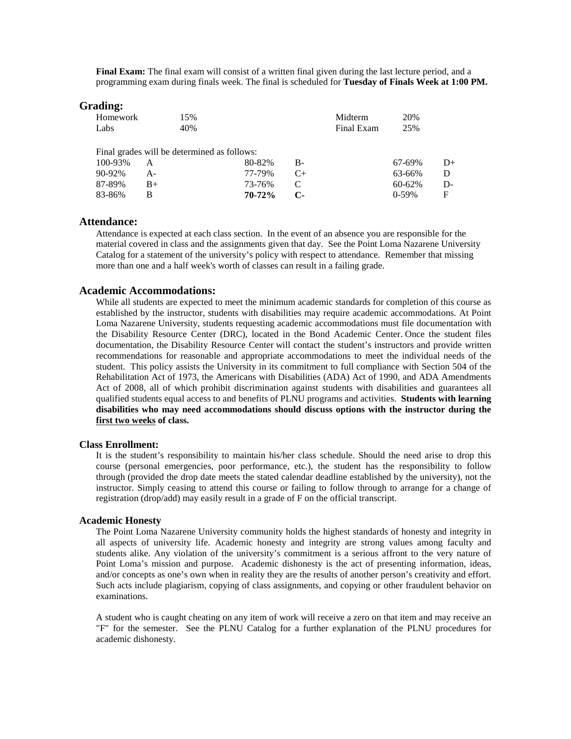**Final Exam:** The final exam will consist of a written final given during the last lecture period, and a programming exam during finals week. The final is scheduled for **Tuesday of Finals Week at 1:00 PM.**

## Grading:

| | | | |
|---|---|---|---|
| Homework | 15% | Midterm | 20% |
| Labs | 40% | Final Exam | 25% |

Final grades will be determined as follows:

| | | | | | |
|---|---|---|---|---|---|
| 100-93% | A | 80-82% | B- | 67-69% | D+ |
| 90-92% | A- | 77-79% | C+ | 63-66% | D |
| 87-89% | B+ | 73-76% | C | 60-62% | D- |
| 83-86% | B | **70-72%** | **C-** | 0-59% | F |

## Attendance:

Attendance is expected at each class section. In the event of an absence you are responsible for the material covered in class and the assignments given that day. See the Point Loma Nazarene University Catalog for a statement of the university's policy with respect to attendance. Remember that missing more than one and a half week's worth of classes can result in a failing grade.

## Academic Accommodations:

While all students are expected to meet the minimum academic standards for completion of this course as established by the instructor, students with disabilities may require academic accommodations. At Point Loma Nazarene University, students requesting academic accommodations must file documentation with the Disability Resource Center (DRC), located in the Bond Academic Center. Once the student files documentation, the Disability Resource Center will contact the student's instructors and provide written recommendations for reasonable and appropriate accommodations to meet the individual needs of the student. This policy assists the University in its commitment to full compliance with Section 504 of the Rehabilitation Act of 1973, the Americans with Disabilities (ADA) Act of 1990, and ADA Amendments Act of 2008, all of which prohibit discrimination against students with disabilities and guarantees all qualified students equal access to and benefits of PLNU programs and activities. **Students with learning disabilities who may need accommodations should discuss options with the instructor during the <u>first two weeks</u> of class.**

### Class Enrollment:

It is the student's responsibility to maintain his/her class schedule. Should the need arise to drop this course (personal emergencies, poor performance, etc.), the student has the responsibility to follow through (provided the drop date meets the stated calendar deadline established by the university), not the instructor. Simply ceasing to attend this course or failing to follow through to arrange for a change of registration (drop/add) may easily result in a grade of F on the official transcript.

### Academic Honesty

The Point Loma Nazarene University community holds the highest standards of honesty and integrity in all aspects of university life. Academic honesty and integrity are strong values among faculty and students alike. Any violation of the university's commitment is a serious affront to the very nature of Point Loma's mission and purpose. Academic dishonesty is the act of presenting information, ideas, and/or concepts as one's own when in reality they are the results of another person's creativity and effort. Such acts include plagiarism, copying of class assignments, and copying or other fraudulent behavior on examinations.

A student who is caught cheating on any item of work will receive a zero on that item and may receive an "F" for the semester. See the PLNU Catalog for a further explanation of the PLNU procedures for academic dishonesty.